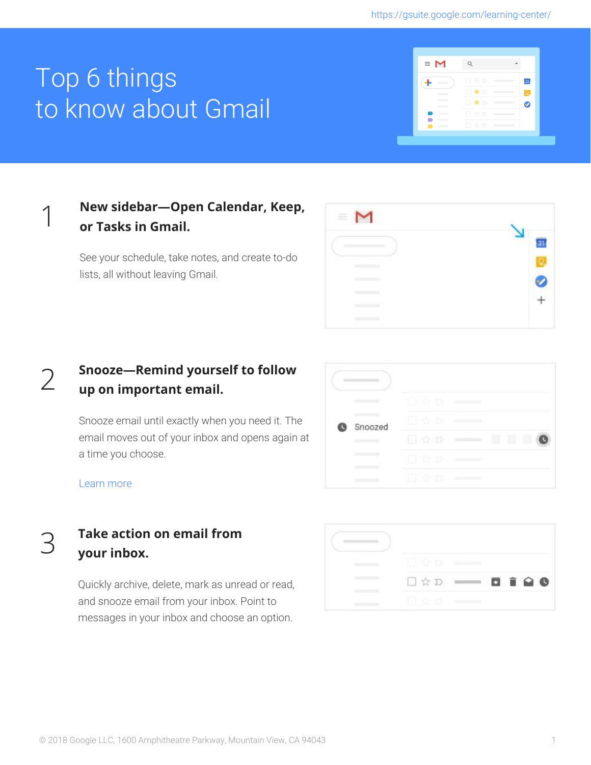https://gsuite.google.com/learning-center/

# Top 6 things to know about Gmail

## 1 New sidebar—Open Calendar, Keep, or Tasks in Gmail.

See your schedule, take notes, and create to-do lists, all without leaving Gmail.

## 2 Snooze—Remind yourself to follow up on important email.

Snooze email until exactly when you need it. The email moves out of your inbox and opens again at a time you choose.

Learn more

## 3 Take action on email from your inbox.

Quickly archive, delete, mark as unread or read, and snooze email from your inbox. Point to messages in your inbox and choose an option.

© 2018 Google LLC, 1600 Amphitheatre Parkway, Mountain View, CA 94043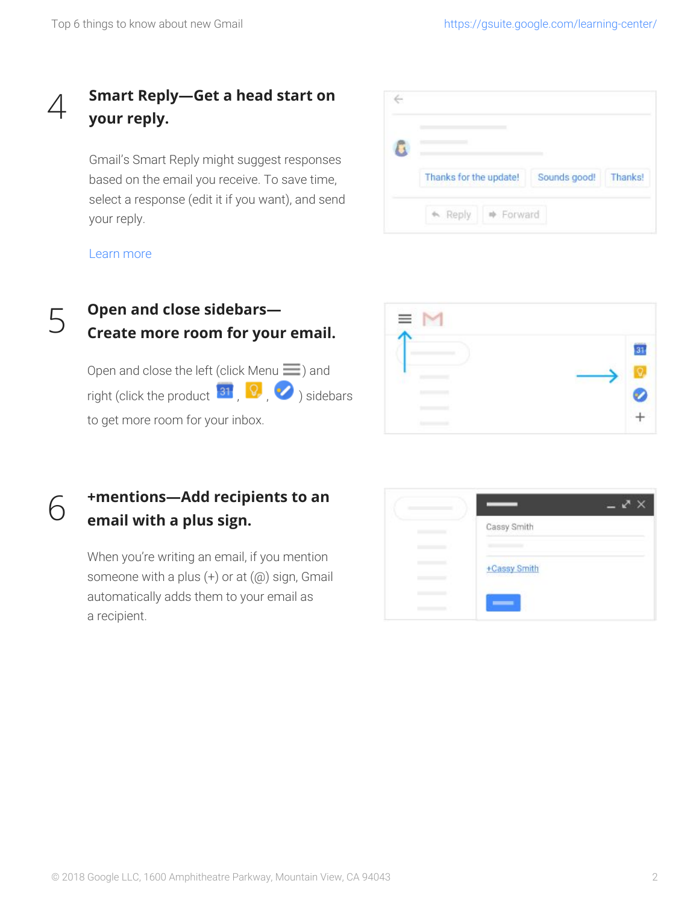## 4 Smart Reply—Get a head start on your reply.

Gmail's Smart Reply might suggest responses based on the email you receive. To save time, select a response (edit it if you want), and send your reply.

Learn more

## 5 Open and close sidebars—Create more room for your email.

Open and close the left (click Menu ) and right (click the product , , ) sidebars to get more room for your inbox.

## 6 +mentions—Add recipients to an email with a plus sign.

When you're writing an email, if you mention someone with a plus (+) or at (@) sign, Gmail automatically adds them to your email as a recipient.